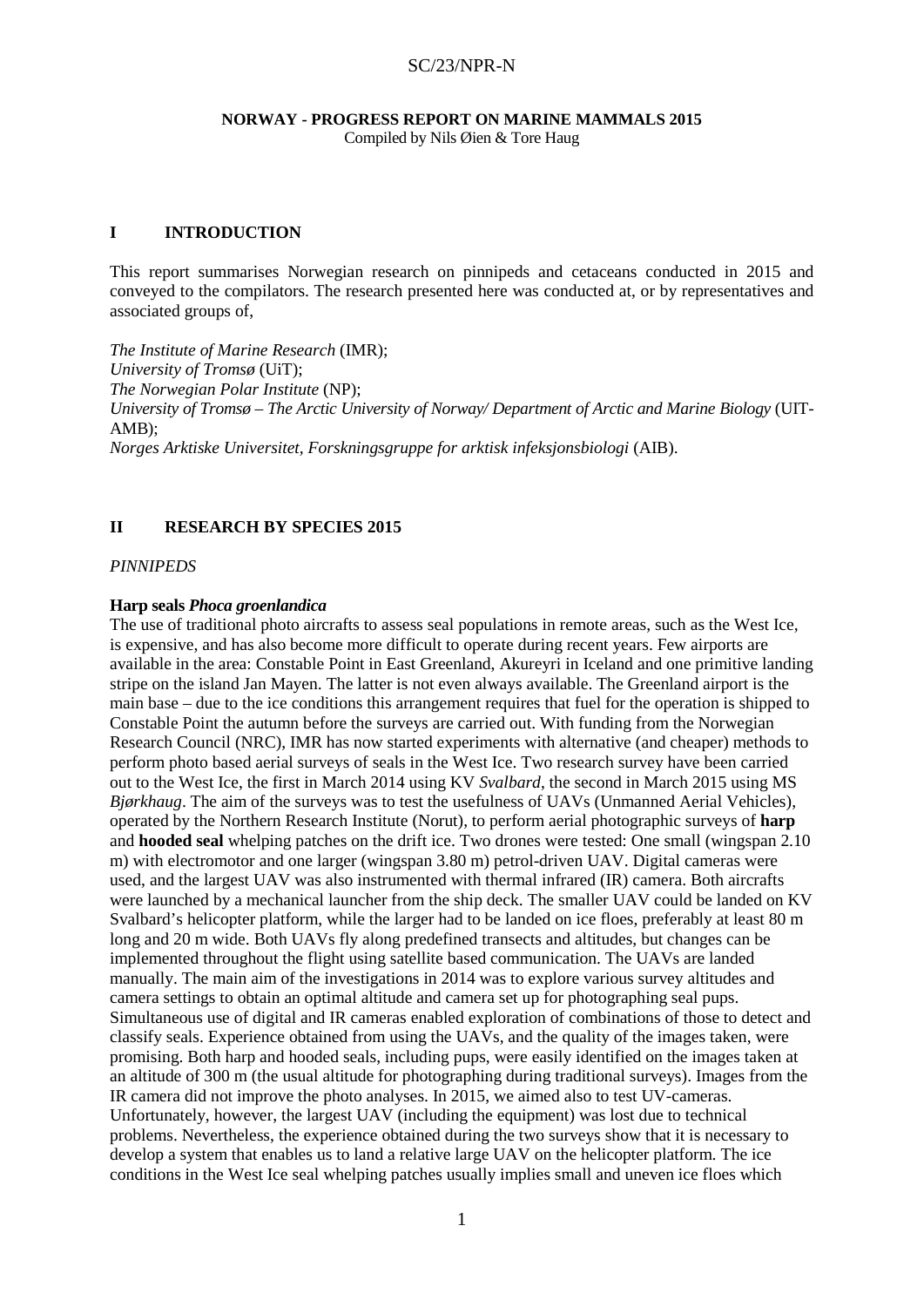SC/23/NPR-N

**NORWAY - PROGRESS REPORT ON MARINE MAMMALS 2015**

Compiled by Nils Øien & Tore Haug

## I INTRODUCTION

This report summarises Norwegian research on pinnipeds and cetaceans conducted in 2015 and conveyed to the compilators. The research presented here was conducted at, or by representatives and associated groups of,

*The Institute of Marine Research* (IMR);
*University of Tromsø* (UiT);
*The Norwegian Polar Institute* (NP);
*University of Tromsø – The Arctic University of Norway/ Department of Arctic and Marine Biology* (UIT-AMB);
*Norges Arktiske Universitet, Forskningsgruppe for arktisk infeksjonsbiologi* (AIB).

## II RESEARCH BY SPECIES 2015

*PINNIPEDS*

**Harp seals *Phoca groenlandica***

The use of traditional photo aircrafts to assess seal populations in remote areas, such as the West Ice, is expensive, and has also become more difficult to operate during recent years. Few airports are available in the area: Constable Point in East Greenland, Akureyri in Iceland and one primitive landing stripe on the island Jan Mayen. The latter is not even always available. The Greenland airport is the main base – due to the ice conditions this arrangement requires that fuel for the operation is shipped to Constable Point the autumn before the surveys are carried out. With funding from the Norwegian Research Council (NRC), IMR has now started experiments with alternative (and cheaper) methods to perform photo based aerial surveys of seals in the West Ice. Two research survey have been carried out to the West Ice, the first in March 2014 using KV *Svalbard*, the second in March 2015 using MS *Bjørkhaug*. The aim of the surveys was to test the usefulness of UAVs (Unmanned Aerial Vehicles), operated by the Northern Research Institute (Norut), to perform aerial photographic surveys of **harp** and **hooded seal** whelping patches on the drift ice. Two drones were tested: One small (wingspan 2.10 m) with electromotor and one larger (wingspan 3.80 m) petrol-driven UAV. Digital cameras were used, and the largest UAV was also instrumented with thermal infrared (IR) camera. Both aircrafts were launched by a mechanical launcher from the ship deck. The smaller UAV could be landed on KV Svalbard's helicopter platform, while the larger had to be landed on ice floes, preferably at least 80 m long and 20 m wide. Both UAVs fly along predefined transects and altitudes, but changes can be implemented throughout the flight using satellite based communication. The UAVs are landed manually. The main aim of the investigations in 2014 was to explore various survey altitudes and camera settings to obtain an optimal altitude and camera set up for photographing seal pups. Simultaneous use of digital and IR cameras enabled exploration of combinations of those to detect and classify seals. Experience obtained from using the UAVs, and the quality of the images taken, were promising. Both harp and hooded seals, including pups, were easily identified on the images taken at an altitude of 300 m (the usual altitude for photographing during traditional surveys). Images from the IR camera did not improve the photo analyses. In 2015, we aimed also to test UV-cameras. Unfortunately, however, the largest UAV (including the equipment) was lost due to technical problems. Nevertheless, the experience obtained during the two surveys show that it is necessary to develop a system that enables us to land a relative large UAV on the helicopter platform. The ice conditions in the West Ice seal whelping patches usually implies small and uneven ice floes which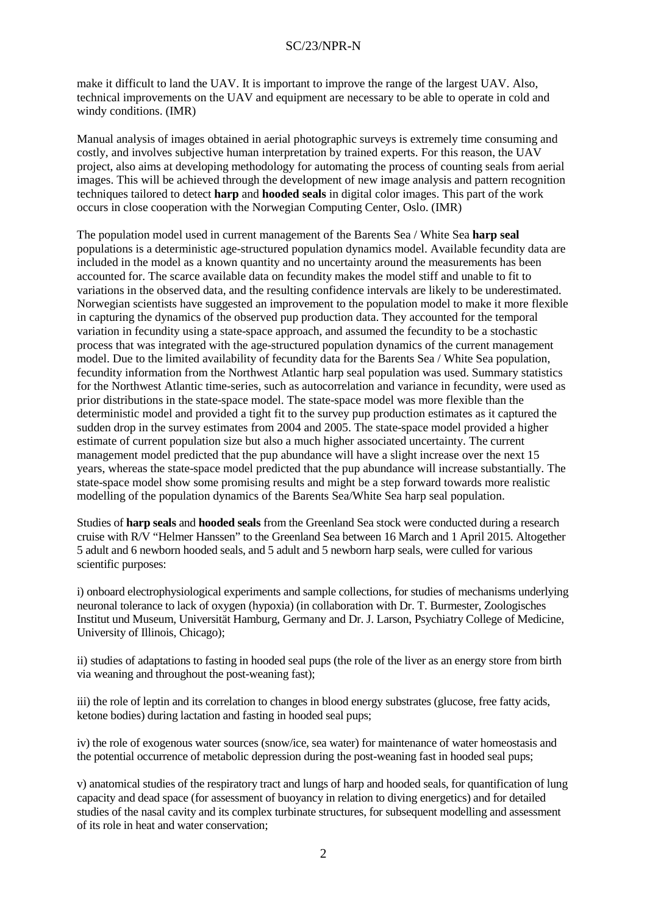make it difficult to land the UAV. It is important to improve the range of the largest UAV. Also, technical improvements on the UAV and equipment are necessary to be able to operate in cold and windy conditions. (IMR)

Manual analysis of images obtained in aerial photographic surveys is extremely time consuming and costly, and involves subjective human interpretation by trained experts. For this reason, the UAV project, also aims at developing methodology for automating the process of counting seals from aerial images. This will be achieved through the development of new image analysis and pattern recognition techniques tailored to detect **harp** and **hooded seals** in digital color images. This part of the work occurs in close cooperation with the Norwegian Computing Center, Oslo. (IMR)

The population model used in current management of the Barents Sea / White Sea **harp seal** populations is a deterministic age-structured population dynamics model. Available fecundity data are included in the model as a known quantity and no uncertainty around the measurements has been accounted for. The scarce available data on fecundity makes the model stiff and unable to fit to variations in the observed data, and the resulting confidence intervals are likely to be underestimated. Norwegian scientists have suggested an improvement to the population model to make it more flexible in capturing the dynamics of the observed pup production data. They accounted for the temporal variation in fecundity using a state-space approach, and assumed the fecundity to be a stochastic process that was integrated with the age-structured population dynamics of the current management model. Due to the limited availability of fecundity data for the Barents Sea / White Sea population, fecundity information from the Northwest Atlantic harp seal population was used. Summary statistics for the Northwest Atlantic time-series, such as autocorrelation and variance in fecundity, were used as prior distributions in the state-space model. The state-space model was more flexible than the deterministic model and provided a tight fit to the survey pup production estimates as it captured the sudden drop in the survey estimates from 2004 and 2005. The state-space model provided a higher estimate of current population size but also a much higher associated uncertainty. The current management model predicted that the pup abundance will have a slight increase over the next 15 years, whereas the state-space model predicted that the pup abundance will increase substantially. The state-space model show some promising results and might be a step forward towards more realistic modelling of the population dynamics of the Barents Sea/White Sea harp seal population.

Studies of **harp seals** and **hooded seals** from the Greenland Sea stock were conducted during a research cruise with R/V "Helmer Hanssen" to the Greenland Sea between 16 March and 1 April 2015. Altogether 5 adult and 6 newborn hooded seals, and 5 adult and 5 newborn harp seals, were culled for various scientific purposes:

i) onboard electrophysiological experiments and sample collections, for studies of mechanisms underlying neuronal tolerance to lack of oxygen (hypoxia) (in collaboration with Dr. T. Burmester, Zoologisches Institut und Museum, Universität Hamburg, Germany and Dr. J. Larson, Psychiatry College of Medicine, University of Illinois, Chicago);

ii) studies of adaptations to fasting in hooded seal pups (the role of the liver as an energy store from birth via weaning and throughout the post-weaning fast);

iii) the role of leptin and its correlation to changes in blood energy substrates (glucose, free fatty acids, ketone bodies) during lactation and fasting in hooded seal pups;

iv) the role of exogenous water sources (snow/ice, sea water) for maintenance of water homeostasis and the potential occurrence of metabolic depression during the post-weaning fast in hooded seal pups;

v) anatomical studies of the respiratory tract and lungs of harp and hooded seals, for quantification of lung capacity and dead space (for assessment of buoyancy in relation to diving energetics) and for detailed studies of the nasal cavity and its complex turbinate structures, for subsequent modelling and assessment of its role in heat and water conservation;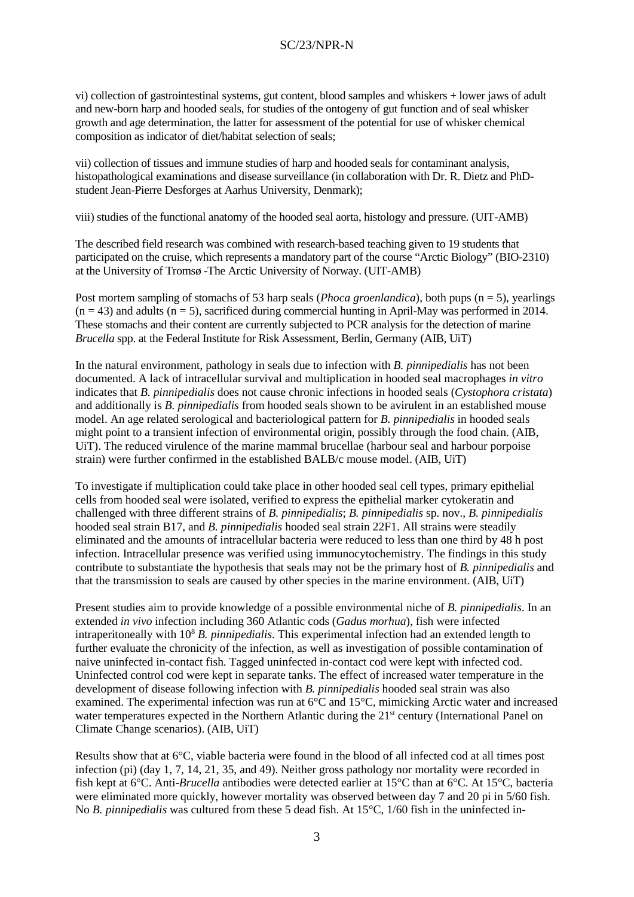vi) collection of gastrointestinal systems, gut content, blood samples and whiskers + lower jaws of adult and new-born harp and hooded seals, for studies of the ontogeny of gut function and of seal whisker growth and age determination, the latter for assessment of the potential for use of whisker chemical composition as indicator of diet/habitat selection of seals;

vii) collection of tissues and immune studies of harp and hooded seals for contaminant analysis, histopathological examinations and disease surveillance (in collaboration with Dr. R. Dietz and PhD-student Jean-Pierre Desforges at Aarhus University, Denmark);

viii) studies of the functional anatomy of the hooded seal aorta, histology and pressure. (UIT-AMB)

The described field research was combined with research-based teaching given to 19 students that participated on the cruise, which represents a mandatory part of the course "Arctic Biology" (BIO-2310) at the University of Tromsø -The Arctic University of Norway. (UIT-AMB)

Post mortem sampling of stomachs of 53 harp seals (*Phoca groenlandica*), both pups (n = 5), yearlings (n = 43) and adults (n = 5), sacrificed during commercial hunting in April-May was performed in 2014. These stomachs and their content are currently subjected to PCR analysis for the detection of marine *Brucella* spp. at the Federal Institute for Risk Assessment, Berlin, Germany (AIB, UiT)

In the natural environment, pathology in seals due to infection with *B. pinnipedialis* has not been documented. A lack of intracellular survival and multiplication in hooded seal macrophages *in vitro* indicates that *B. pinnipedialis* does not cause chronic infections in hooded seals (*Cystophora cristata*) and additionally is *B. pinnipedialis* from hooded seals shown to be avirulent in an established mouse model. An age related serological and bacteriological pattern for *B. pinnipedialis* in hooded seals might point to a transient infection of environmental origin, possibly through the food chain. (AIB, UiT). The reduced virulence of the marine mammal brucellae (harbour seal and harbour porpoise strain) were further confirmed in the established BALB/c mouse model. (AIB, UiT)

To investigate if multiplication could take place in other hooded seal cell types, primary epithelial cells from hooded seal were isolated, verified to express the epithelial marker cytokeratin and challenged with three different strains of *B. pinnipedialis*; *B. pinnipedialis* sp. nov., *B. pinnipedialis* hooded seal strain B17, and *B. pinnipedialis* hooded seal strain 22F1. All strains were steadily eliminated and the amounts of intracellular bacteria were reduced to less than one third by 48 h post infection. Intracellular presence was verified using immunocytochemistry. The findings in this study contribute to substantiate the hypothesis that seals may not be the primary host of *B. pinnipedialis* and that the transmission to seals are caused by other species in the marine environment. (AIB, UiT)

Present studies aim to provide knowledge of a possible environmental niche of *B. pinnipedialis*. In an extended *in vivo* infection including 360 Atlantic cods (*Gadus morhua*), fish were infected intraperitoneally with $10^8$ *B. pinnipedialis*. This experimental infection had an extended length to further evaluate the chronicity of the infection, as well as investigation of possible contamination of naive uninfected in-contact fish. Tagged uninfected in-contact cod were kept with infected cod. Uninfected control cod were kept in separate tanks. The effect of increased water temperature in the development of disease following infection with *B. pinnipedialis* hooded seal strain was also examined. The experimental infection was run at 6°C and 15°C, mimicking Arctic water and increased water temperatures expected in the Northern Atlantic during the 21st century (International Panel on Climate Change scenarios). (AIB, UiT)

Results show that at 6°C, viable bacteria were found in the blood of all infected cod at all times post infection (pi) (day 1, 7, 14, 21, 35, and 49). Neither gross pathology nor mortality were recorded in fish kept at 6°C. Anti-*Brucella* antibodies were detected earlier at 15°C than at 6°C. At 15°C, bacteria were eliminated more quickly, however mortality was observed between day 7 and 20 pi in 5/60 fish. No *B. pinnipedialis* was cultured from these 5 dead fish. At 15°C, 1/60 fish in the uninfected in-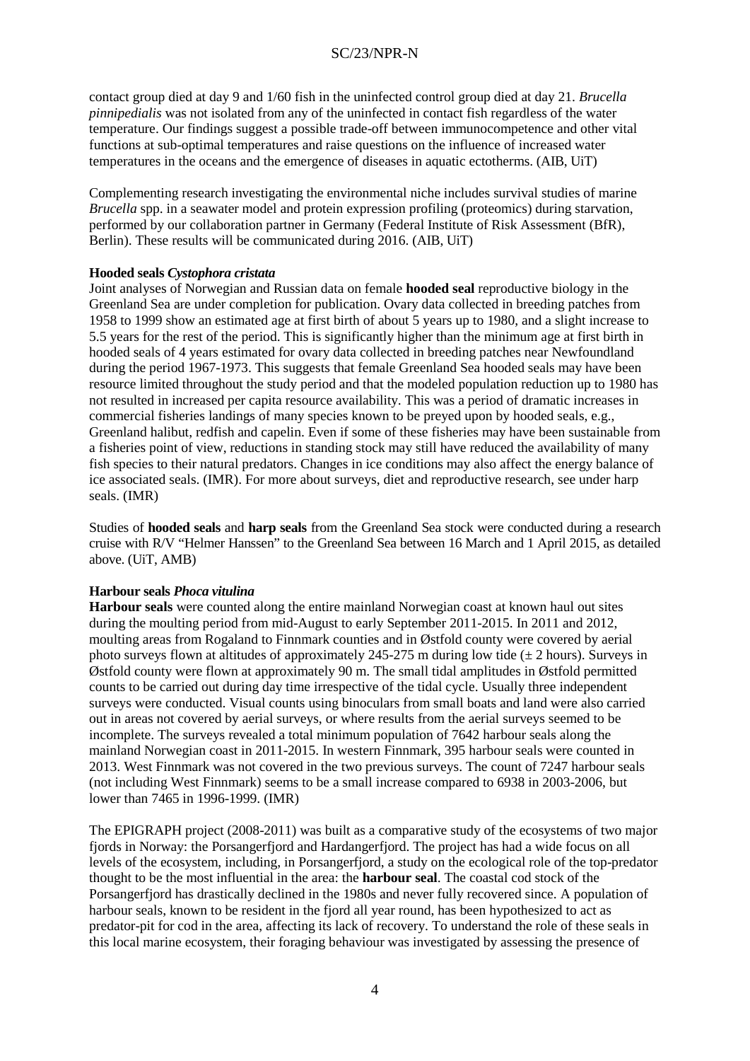contact group died at day 9 and 1/60 fish in the uninfected control group died at day 21. *Brucella pinnipedialis* was not isolated from any of the uninfected in contact fish regardless of the water temperature. Our findings suggest a possible trade-off between immunocompetence and other vital functions at sub-optimal temperatures and raise questions on the influence of increased water temperatures in the oceans and the emergence of diseases in aquatic ectotherms. (AIB, UiT)

Complementing research investigating the environmental niche includes survival studies of marine *Brucella* spp. in a seawater model and protein expression profiling (proteomics) during starvation, performed by our collaboration partner in Germany (Federal Institute of Risk Assessment (BfR), Berlin). These results will be communicated during 2016. (AIB, UiT)

**Hooded seals *Cystophora cristata***

Joint analyses of Norwegian and Russian data on female **hooded seal** reproductive biology in the Greenland Sea are under completion for publication. Ovary data collected in breeding patches from 1958 to 1999 show an estimated age at first birth of about 5 years up to 1980, and a slight increase to 5.5 years for the rest of the period. This is significantly higher than the minimum age at first birth in hooded seals of 4 years estimated for ovary data collected in breeding patches near Newfoundland during the period 1967-1973. This suggests that female Greenland Sea hooded seals may have been resource limited throughout the study period and that the modeled population reduction up to 1980 has not resulted in increased per capita resource availability. This was a period of dramatic increases in commercial fisheries landings of many species known to be preyed upon by hooded seals, e.g., Greenland halibut, redfish and capelin. Even if some of these fisheries may have been sustainable from a fisheries point of view, reductions in standing stock may still have reduced the availability of many fish species to their natural predators. Changes in ice conditions may also affect the energy balance of ice associated seals. (IMR). For more about surveys, diet and reproductive research, see under harp seals. (IMR)

Studies of **hooded seals** and **harp seals** from the Greenland Sea stock were conducted during a research cruise with R/V "Helmer Hanssen" to the Greenland Sea between 16 March and 1 April 2015, as detailed above. (UiT, AMB)

**Harbour seals *Phoca vitulina***

**Harbour seals** were counted along the entire mainland Norwegian coast at known haul out sites during the moulting period from mid-August to early September 2011-2015. In 2011 and 2012, moulting areas from Rogaland to Finnmark counties and in Østfold county were covered by aerial photo surveys flown at altitudes of approximately 245-275 m during low tide (± 2 hours). Surveys in Østfold county were flown at approximately 90 m. The small tidal amplitudes in Østfold permitted counts to be carried out during day time irrespective of the tidal cycle. Usually three independent surveys were conducted. Visual counts using binoculars from small boats and land were also carried out in areas not covered by aerial surveys, or where results from the aerial surveys seemed to be incomplete. The surveys revealed a total minimum population of 7642 harbour seals along the mainland Norwegian coast in 2011-2015. In western Finnmark, 395 harbour seals were counted in 2013. West Finnmark was not covered in the two previous surveys. The count of 7247 harbour seals (not including West Finnmark) seems to be a small increase compared to 6938 in 2003-2006, but lower than 7465 in 1996-1999. (IMR)

The EPIGRAPH project (2008-2011) was built as a comparative study of the ecosystems of two major fjords in Norway: the Porsangerfjord and Hardangerfjord. The project has had a wide focus on all levels of the ecosystem, including, in Porsangerfjord, a study on the ecological role of the top-predator thought to be the most influential in the area: the **harbour seal**. The coastal cod stock of the Porsangerfjord has drastically declined in the 1980s and never fully recovered since. A population of harbour seals, known to be resident in the fjord all year round, has been hypothesized to act as predator-pit for cod in the area, affecting its lack of recovery. To understand the role of these seals in this local marine ecosystem, their foraging behaviour was investigated by assessing the presence of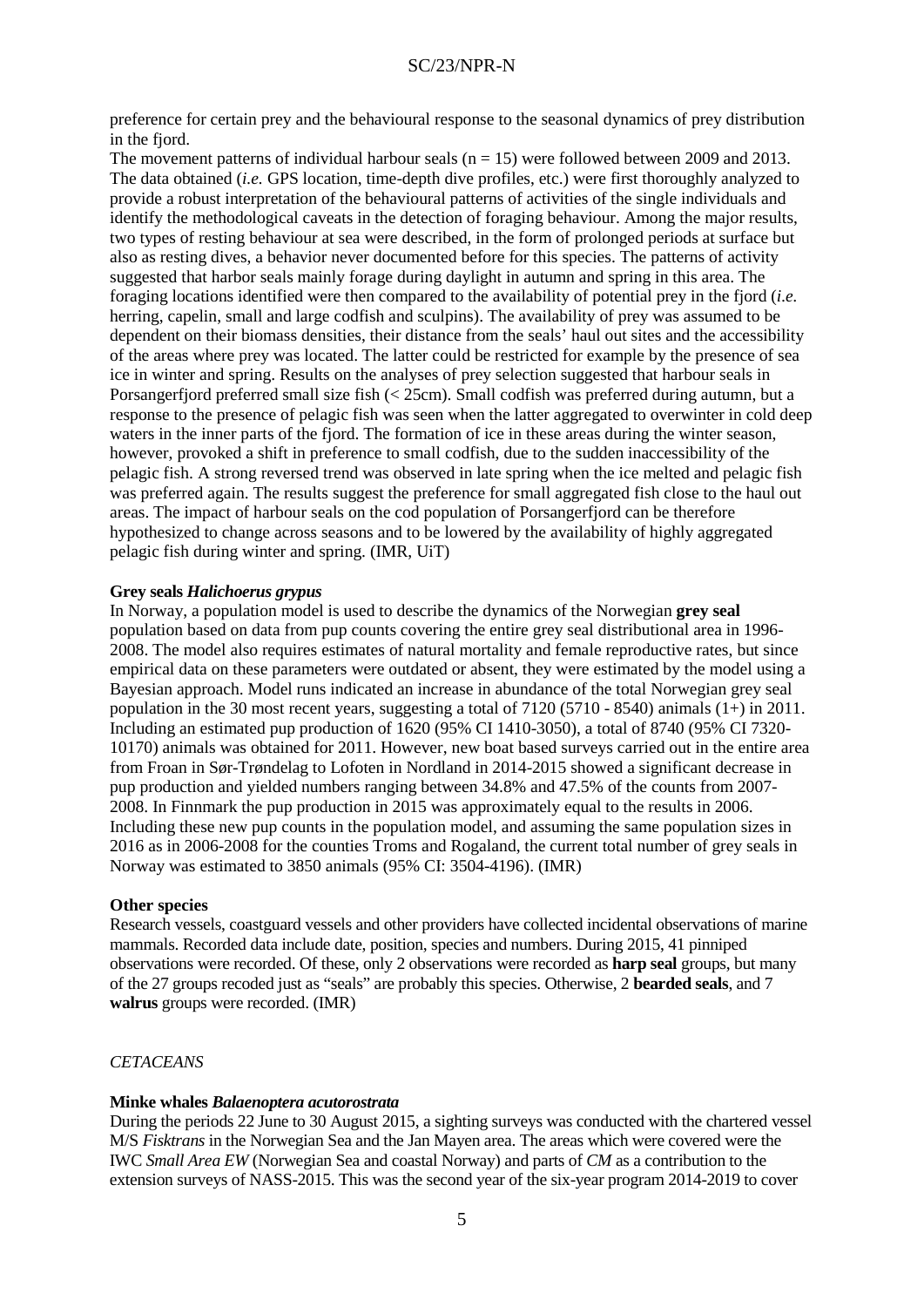preference for certain prey and the behavioural response to the seasonal dynamics of prey distribution in the fjord.

The movement patterns of individual harbour seals (n = 15) were followed between 2009 and 2013. The data obtained (*i.e.* GPS location, time-depth dive profiles, etc.) were first thoroughly analyzed to provide a robust interpretation of the behavioural patterns of activities of the single individuals and identify the methodological caveats in the detection of foraging behaviour. Among the major results, two types of resting behaviour at sea were described, in the form of prolonged periods at surface but also as resting dives, a behavior never documented before for this species. The patterns of activity suggested that harbor seals mainly forage during daylight in autumn and spring in this area. The foraging locations identified were then compared to the availability of potential prey in the fjord (*i.e.* herring, capelin, small and large codfish and sculpins). The availability of prey was assumed to be dependent on their biomass densities, their distance from the seals' haul out sites and the accessibility of the areas where prey was located. The latter could be restricted for example by the presence of sea ice in winter and spring. Results on the analyses of prey selection suggested that harbour seals in Porsangerfjord preferred small size fish (< 25cm). Small codfish was preferred during autumn, but a response to the presence of pelagic fish was seen when the latter aggregated to overwinter in cold deep waters in the inner parts of the fjord. The formation of ice in these areas during the winter season, however, provoked a shift in preference to small codfish, due to the sudden inaccessibility of the pelagic fish. A strong reversed trend was observed in late spring when the ice melted and pelagic fish was preferred again. The results suggest the preference for small aggregated fish close to the haul out areas. The impact of harbour seals on the cod population of Porsangerfjord can be therefore hypothesized to change across seasons and to be lowered by the availability of highly aggregated pelagic fish during winter and spring. (IMR, UiT)

**Grey seals *Halichoerus grypus***

In Norway, a population model is used to describe the dynamics of the Norwegian **grey seal** population based on data from pup counts covering the entire grey seal distributional area in 1996-2008. The model also requires estimates of natural mortality and female reproductive rates, but since empirical data on these parameters were outdated or absent, they were estimated by the model using a Bayesian approach. Model runs indicated an increase in abundance of the total Norwegian grey seal population in the 30 most recent years, suggesting a total of 7120 (5710 - 8540) animals (1+) in 2011. Including an estimated pup production of 1620 (95% CI 1410-3050), a total of 8740 (95% CI 7320-10170) animals was obtained for 2011. However, new boat based surveys carried out in the entire area from Froan in Sør-Trøndelag to Lofoten in Nordland in 2014-2015 showed a significant decrease in pup production and yielded numbers ranging between 34.8% and 47.5% of the counts from 2007-2008. In Finnmark the pup production in 2015 was approximately equal to the results in 2006. Including these new pup counts in the population model, and assuming the same population sizes in 2016 as in 2006-2008 for the counties Troms and Rogaland, the current total number of grey seals in Norway was estimated to 3850 animals (95% CI: 3504-4196). (IMR)

**Other species**

Research vessels, coastguard vessels and other providers have collected incidental observations of marine mammals. Recorded data include date, position, species and numbers. During 2015, 41 pinniped observations were recorded. Of these, only 2 observations were recorded as **harp seal** groups, but many of the 27 groups recoded just as "seals" are probably this species. Otherwise, 2 **bearded seals**, and 7 **walrus** groups were recorded. (IMR)

*CETACEANS*

**Minke whales *Balaenoptera acutorostrata***

During the periods 22 June to 30 August 2015, a sighting surveys was conducted with the chartered vessel M/S *Fisktrans* in the Norwegian Sea and the Jan Mayen area. The areas which were covered were the IWC *Small Area EW* (Norwegian Sea and coastal Norway) and parts of *CM* as a contribution to the extension surveys of NASS-2015. This was the second year of the six-year program 2014-2019 to cover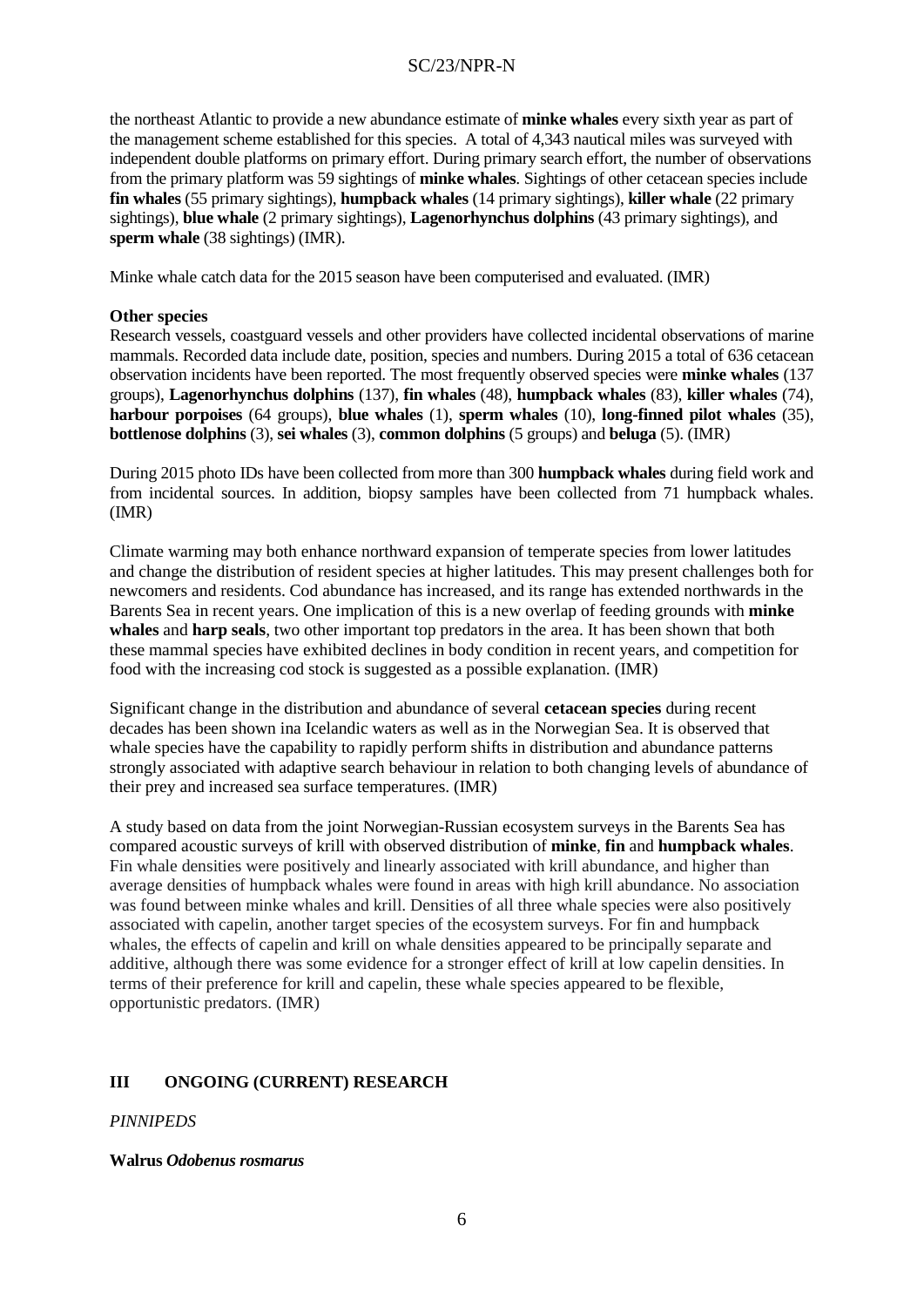the northeast Atlantic to provide a new abundance estimate of **minke whales** every sixth year as part of the management scheme established for this species. A total of 4,343 nautical miles was surveyed with independent double platforms on primary effort. During primary search effort, the number of observations from the primary platform was 59 sightings of **minke whales**. Sightings of other cetacean species include **fin whales** (55 primary sightings), **humpback whales** (14 primary sightings), **killer whale** (22 primary sightings), **blue whale** (2 primary sightings), **Lagenorhynchus dolphins** (43 primary sightings), and **sperm whale** (38 sightings) (IMR).

Minke whale catch data for the 2015 season have been computerised and evaluated. (IMR)

**Other species**

Research vessels, coastguard vessels and other providers have collected incidental observations of marine mammals. Recorded data include date, position, species and numbers. During 2015 a total of 636 cetacean observation incidents have been reported. The most frequently observed species were **minke whales** (137 groups), **Lagenorhynchus dolphins** (137), **fin whales** (48), **humpback whales** (83), **killer whales** (74), **harbour porpoises** (64 groups), **blue whales** (1), **sperm whales** (10), **long-finned pilot whales** (35), **bottlenose dolphins** (3), **sei whales** (3), **common dolphins** (5 groups) and **beluga** (5). (IMR)

During 2015 photo IDs have been collected from more than 300 **humpback whales** during field work and from incidental sources. In addition, biopsy samples have been collected from 71 humpback whales. (IMR)

Climate warming may both enhance northward expansion of temperate species from lower latitudes and change the distribution of resident species at higher latitudes. This may present challenges both for newcomers and residents. Cod abundance has increased, and its range has extended northwards in the Barents Sea in recent years. One implication of this is a new overlap of feeding grounds with **minke whales** and **harp seals**, two other important top predators in the area. It has been shown that both these mammal species have exhibited declines in body condition in recent years, and competition for food with the increasing cod stock is suggested as a possible explanation. (IMR)

Significant change in the distribution and abundance of several **cetacean species** during recent decades has been shown ina Icelandic waters as well as in the Norwegian Sea. It is observed that whale species have the capability to rapidly perform shifts in distribution and abundance patterns strongly associated with adaptive search behaviour in relation to both changing levels of abundance of their prey and increased sea surface temperatures. (IMR)

A study based on data from the joint Norwegian-Russian ecosystem surveys in the Barents Sea has compared acoustic surveys of krill with observed distribution of **minke**, **fin** and **humpback whales**. Fin whale densities were positively and linearly associated with krill abundance, and higher than average densities of humpback whales were found in areas with high krill abundance. No association was found between minke whales and krill. Densities of all three whale species were also positively associated with capelin, another target species of the ecosystem surveys. For fin and humpback whales, the effects of capelin and krill on whale densities appeared to be principally separate and additive, although there was some evidence for a stronger effect of krill at low capelin densities. In terms of their preference for krill and capelin, these whale species appeared to be flexible, opportunistic predators. (IMR)

## III ONGOING (CURRENT) RESEARCH

*PINNIPEDS*

**Walrus *Odobenus rosmarus***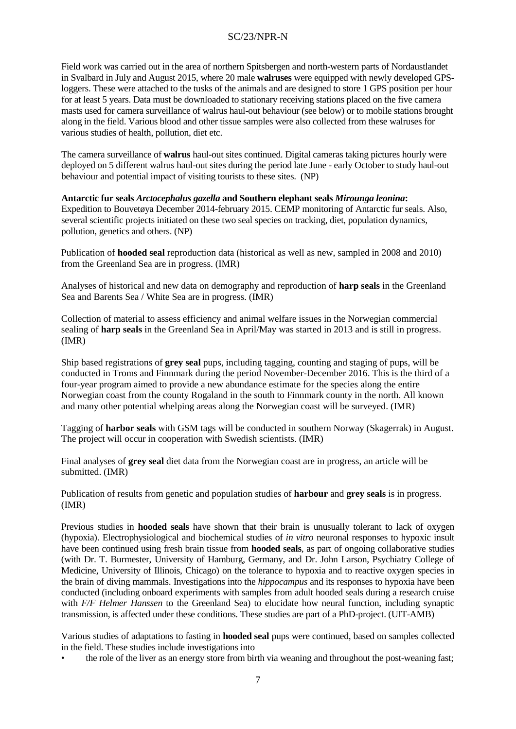Field work was carried out in the area of northern Spitsbergen and north-western parts of Nordaustlandet in Svalbard in July and August 2015, where 20 male **walruses** were equipped with newly developed GPS-loggers. These were attached to the tusks of the animals and are designed to store 1 GPS position per hour for at least 5 years. Data must be downloaded to stationary receiving stations placed on the five camera masts used for camera surveillance of walrus haul-out behaviour (see below) or to mobile stations brought along in the field. Various blood and other tissue samples were also collected from these walruses for various studies of health, pollution, diet etc.

The camera surveillance of **walrus** haul-out sites continued. Digital cameras taking pictures hourly were deployed on 5 different walrus haul-out sites during the period late June - early October to study haul-out behaviour and potential impact of visiting tourists to these sites. (NP)

**Antarctic fur seals *Arctocephalus gazella* and Southern elephant seals *Mirounga leonina*:**
Expedition to Bouvetøya December 2014-february 2015. CEMP monitoring of Antarctic fur seals. Also, several scientific projects initiated on these two seal species on tracking, diet, population dynamics, pollution, genetics and others. (NP)

Publication of **hooded seal** reproduction data (historical as well as new, sampled in 2008 and 2010) from the Greenland Sea are in progress. (IMR)

Analyses of historical and new data on demography and reproduction of **harp seals** in the Greenland Sea and Barents Sea / White Sea are in progress. (IMR)

Collection of material to assess efficiency and animal welfare issues in the Norwegian commercial sealing of **harp seals** in the Greenland Sea in April/May was started in 2013 and is still in progress. (IMR)

Ship based registrations of **grey seal** pups, including tagging, counting and staging of pups, will be conducted in Troms and Finnmark during the period November-December 2016. This is the third of a four-year program aimed to provide a new abundance estimate for the species along the entire Norwegian coast from the county Rogaland in the south to Finnmark county in the north. All known and many other potential whelping areas along the Norwegian coast will be surveyed. (IMR)

Tagging of **harbor seals** with GSM tags will be conducted in southern Norway (Skagerrak) in August. The project will occur in cooperation with Swedish scientists. (IMR)

Final analyses of **grey seal** diet data from the Norwegian coast are in progress, an article will be submitted. (IMR)

Publication of results from genetic and population studies of **harbour** and **grey seals** is in progress. (IMR)

Previous studies in **hooded seals** have shown that their brain is unusually tolerant to lack of oxygen (hypoxia). Electrophysiological and biochemical studies of *in vitro* neuronal responses to hypoxic insult have been continued using fresh brain tissue from **hooded seals**, as part of ongoing collaborative studies (with Dr. T. Burmester, University of Hamburg, Germany, and Dr. John Larson, Psychiatry College of Medicine, University of Illinois, Chicago) on the tolerance to hypoxia and to reactive oxygen species in the brain of diving mammals. Investigations into the *hippocampus* and its responses to hypoxia have been conducted (including onboard experiments with samples from adult hooded seals during a research cruise with *F/F Helmer Hanssen* to the Greenland Sea) to elucidate how neural function, including synaptic transmission, is affected under these conditions. These studies are part of a PhD-project. (UIT-AMB)

Various studies of adaptations to fasting in **hooded seal** pups were continued, based on samples collected in the field. These studies include investigations into

- the role of the liver as an energy store from birth via weaning and throughout the post-weaning fast;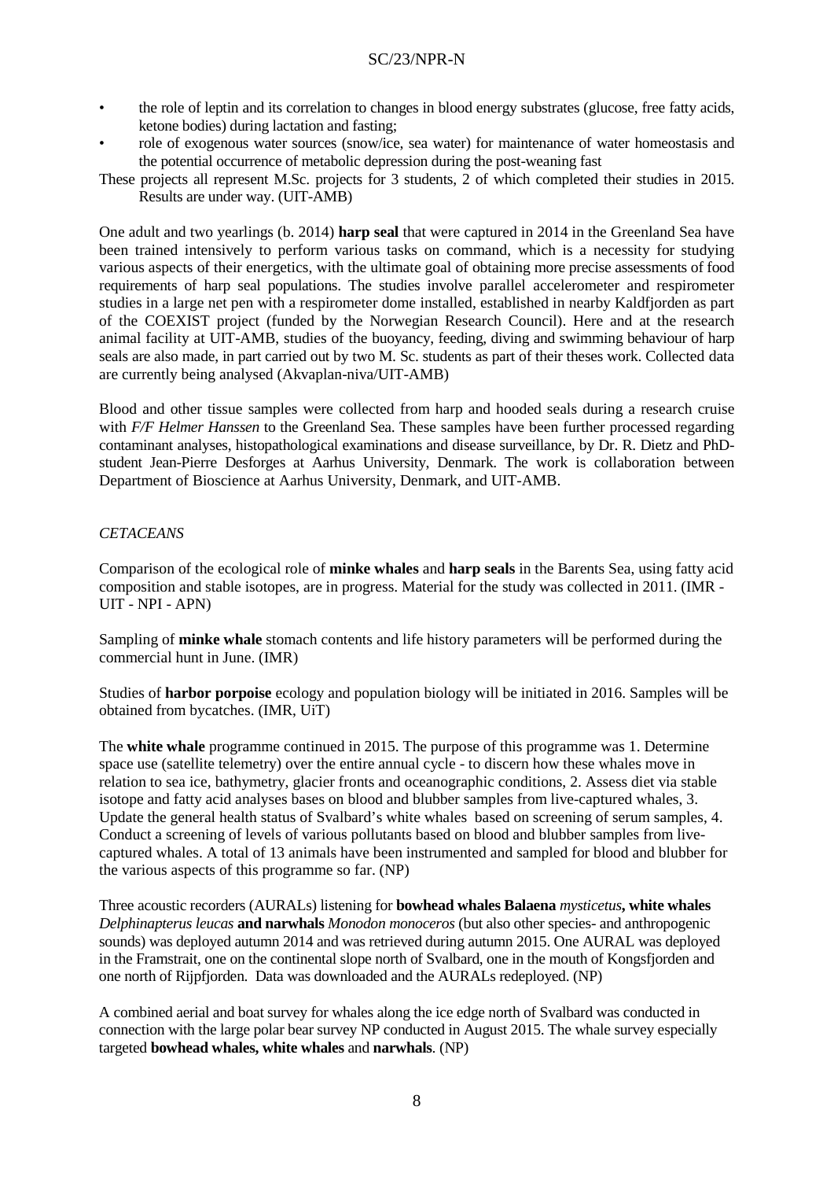- the role of leptin and its correlation to changes in blood energy substrates (glucose, free fatty acids, ketone bodies) during lactation and fasting;
- role of exogenous water sources (snow/ice, sea water) for maintenance of water homeostasis and the potential occurrence of metabolic depression during the post-weaning fast

These projects all represent M.Sc. projects for 3 students, 2 of which completed their studies in 2015. Results are under way. (UIT-AMB)

One adult and two yearlings (b. 2014) **harp seal** that were captured in 2014 in the Greenland Sea have been trained intensively to perform various tasks on command, which is a necessity for studying various aspects of their energetics, with the ultimate goal of obtaining more precise assessments of food requirements of harp seal populations. The studies involve parallel accelerometer and respirometer studies in a large net pen with a respirometer dome installed, established in nearby Kaldfjorden as part of the COEXIST project (funded by the Norwegian Research Council). Here and at the research animal facility at UIT-AMB, studies of the buoyancy, feeding, diving and swimming behaviour of harp seals are also made, in part carried out by two M. Sc. students as part of their theses work. Collected data are currently being analysed (Akvaplan-niva/UIT-AMB)

Blood and other tissue samples were collected from harp and hooded seals during a research cruise with *F/F Helmer Hanssen* to the Greenland Sea. These samples have been further processed regarding contaminant analyses, histopathological examinations and disease surveillance, by Dr. R. Dietz and PhD-student Jean-Pierre Desforges at Aarhus University, Denmark. The work is collaboration between Department of Bioscience at Aarhus University, Denmark, and UIT-AMB.

*CETACEANS*

Comparison of the ecological role of **minke whales** and **harp seals** in the Barents Sea, using fatty acid composition and stable isotopes, are in progress. Material for the study was collected in 2011. (IMR - UIT - NPI - APN)

Sampling of **minke whale** stomach contents and life history parameters will be performed during the commercial hunt in June. (IMR)

Studies of **harbor porpoise** ecology and population biology will be initiated in 2016. Samples will be obtained from bycatches. (IMR, UiT)

The **white whale** programme continued in 2015. The purpose of this programme was 1. Determine space use (satellite telemetry) over the entire annual cycle - to discern how these whales move in relation to sea ice, bathymetry, glacier fronts and oceanographic conditions, 2. Assess diet via stable isotope and fatty acid analyses bases on blood and blubber samples from live-captured whales, 3. Update the general health status of Svalbard's white whales based on screening of serum samples, 4. Conduct a screening of levels of various pollutants based on blood and blubber samples from live-captured whales. A total of 13 animals have been instrumented and sampled for blood and blubber for the various aspects of this programme so far. (NP)

Three acoustic recorders (AURALs) listening for **bowhead whales Balaena** *mysticetus***, white whales** *Delphinapterus leucas* **and narwhals** *Monodon monoceros* (but also other species- and anthropogenic sounds) was deployed autumn 2014 and was retrieved during autumn 2015. One AURAL was deployed in the Framstrait, one on the continental slope north of Svalbard, one in the mouth of Kongsfjorden and one north of Rijpfjorden. Data was downloaded and the AURALs redeployed. (NP)

A combined aerial and boat survey for whales along the ice edge north of Svalbard was conducted in connection with the large polar bear survey NP conducted in August 2015. The whale survey especially targeted **bowhead whales, white whales** and **narwhals**. (NP)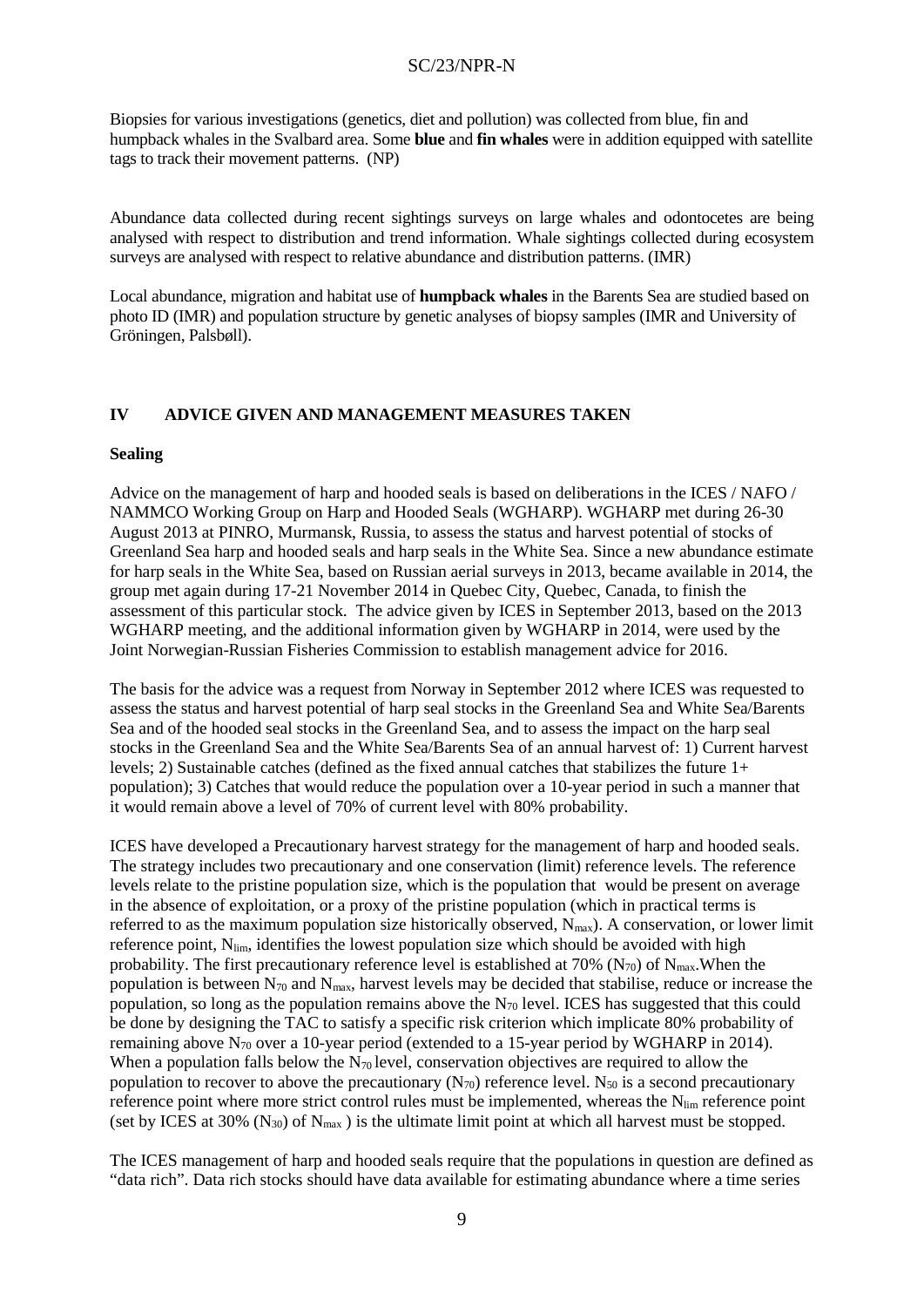Biopsies for various investigations (genetics, diet and pollution) was collected from blue, fin and humpback whales in the Svalbard area. Some **blue** and **fin whales** were in addition equipped with satellite tags to track their movement patterns. (NP)

Abundance data collected during recent sightings surveys on large whales and odontocetes are being analysed with respect to distribution and trend information. Whale sightings collected during ecosystem surveys are analysed with respect to relative abundance and distribution patterns. (IMR)

Local abundance, migration and habitat use of **humpback whales** in the Barents Sea are studied based on photo ID (IMR) and population structure by genetic analyses of biopsy samples (IMR and University of Gröningen, Palsbøll).

## IV ADVICE GIVEN AND MANAGEMENT MEASURES TAKEN

### Sealing

Advice on the management of harp and hooded seals is based on deliberations in the ICES / NAFO / NAMMCO Working Group on Harp and Hooded Seals (WGHARP). WGHARP met during 26-30 August 2013 at PINRO, Murmansk, Russia, to assess the status and harvest potential of stocks of Greenland Sea harp and hooded seals and harp seals in the White Sea. Since a new abundance estimate for harp seals in the White Sea, based on Russian aerial surveys in 2013, became available in 2014, the group met again during 17-21 November 2014 in Quebec City, Quebec, Canada, to finish the assessment of this particular stock. The advice given by ICES in September 2013, based on the 2013 WGHARP meeting, and the additional information given by WGHARP in 2014, were used by the Joint Norwegian-Russian Fisheries Commission to establish management advice for 2016.

The basis for the advice was a request from Norway in September 2012 where ICES was requested to assess the status and harvest potential of harp seal stocks in the Greenland Sea and White Sea/Barents Sea and of the hooded seal stocks in the Greenland Sea, and to assess the impact on the harp seal stocks in the Greenland Sea and the White Sea/Barents Sea of an annual harvest of: 1) Current harvest levels; 2) Sustainable catches (defined as the fixed annual catches that stabilizes the future 1+ population); 3) Catches that would reduce the population over a 10-year period in such a manner that it would remain above a level of 70% of current level with 80% probability.

ICES have developed a Precautionary harvest strategy for the management of harp and hooded seals. The strategy includes two precautionary and one conservation (limit) reference levels. The reference levels relate to the pristine population size, which is the population that would be present on average in the absence of exploitation, or a proxy of the pristine population (which in practical terms is referred to as the maximum population size historically observed, $N_{max}$). A conservation, or lower limit reference point, $N_{lim}$, identifies the lowest population size which should be avoided with high probability. The first precautionary reference level is established at 70% ($N_{70}$) of $N_{max}$.When the population is between $N_{70}$ and $N_{max}$, harvest levels may be decided that stabilise, reduce or increase the population, so long as the population remains above the $N_{70}$ level. ICES has suggested that this could be done by designing the TAC to satisfy a specific risk criterion which implicate 80% probability of remaining above $N_{70}$ over a 10-year period (extended to a 15-year period by WGHARP in 2014). When a population falls below the $N_{70}$ level, conservation objectives are required to allow the population to recover to above the precautionary ($N_{70}$) reference level. $N_{50}$ is a second precautionary reference point where more strict control rules must be implemented, whereas the $N_{lim}$ reference point (set by ICES at 30% ($N_{30}$) of $N_{max}$ ) is the ultimate limit point at which all harvest must be stopped.

The ICES management of harp and hooded seals require that the populations in question are defined as "data rich". Data rich stocks should have data available for estimating abundance where a time series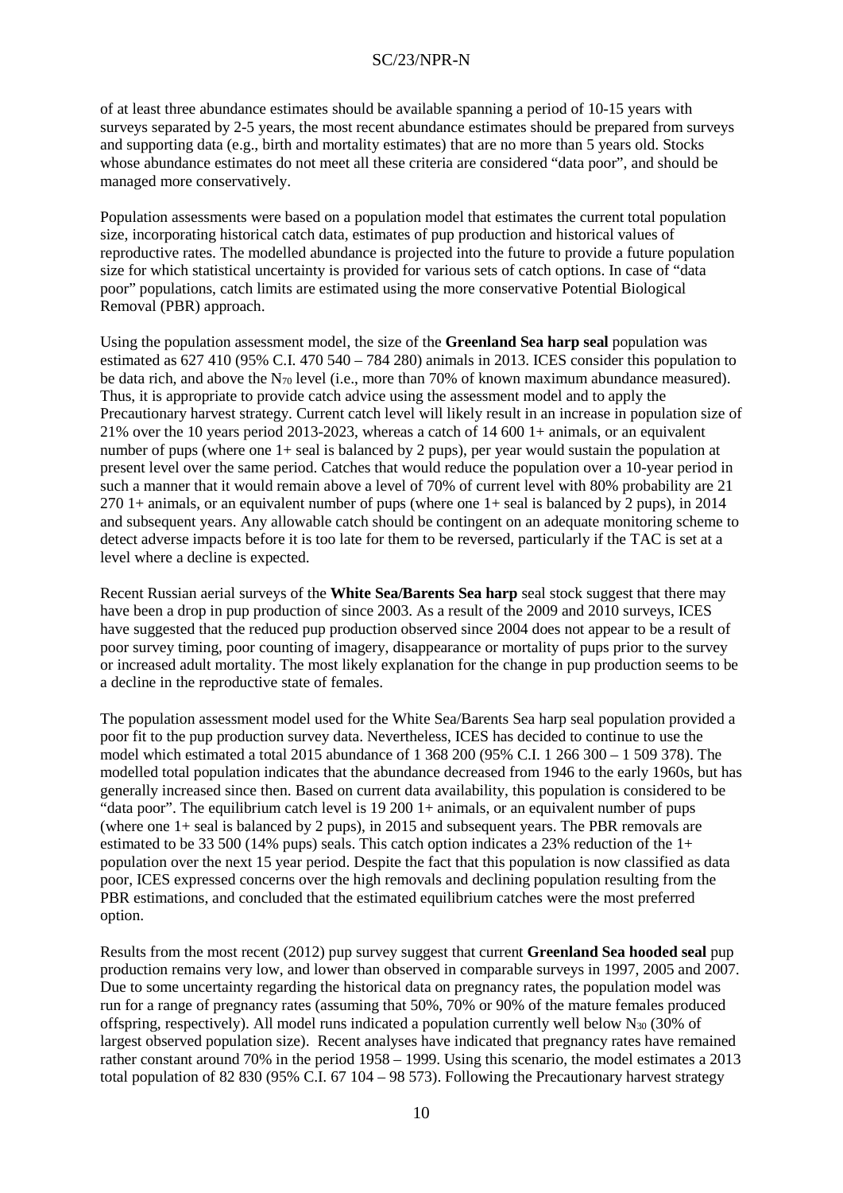of at least three abundance estimates should be available spanning a period of 10-15 years with surveys separated by 2-5 years, the most recent abundance estimates should be prepared from surveys and supporting data (e.g., birth and mortality estimates) that are no more than 5 years old. Stocks whose abundance estimates do not meet all these criteria are considered "data poor", and should be managed more conservatively.

Population assessments were based on a population model that estimates the current total population size, incorporating historical catch data, estimates of pup production and historical values of reproductive rates. The modelled abundance is projected into the future to provide a future population size for which statistical uncertainty is provided for various sets of catch options. In case of "data poor" populations, catch limits are estimated using the more conservative Potential Biological Removal (PBR) approach.

Using the population assessment model, the size of the **Greenland Sea harp seal** population was estimated as 627 410 (95% C.I. 470 540 – 784 280) animals in 2013. ICES consider this population to be data rich, and above the $N_{70}$ level (i.e., more than 70% of known maximum abundance measured). Thus, it is appropriate to provide catch advice using the assessment model and to apply the Precautionary harvest strategy. Current catch level will likely result in an increase in population size of 21% over the 10 years period 2013-2023, whereas a catch of 14 600 1+ animals, or an equivalent number of pups (where one 1+ seal is balanced by 2 pups), per year would sustain the population at present level over the same period. Catches that would reduce the population over a 10-year period in such a manner that it would remain above a level of 70% of current level with 80% probability are 21 270 1+ animals, or an equivalent number of pups (where one 1+ seal is balanced by 2 pups), in 2014 and subsequent years. Any allowable catch should be contingent on an adequate monitoring scheme to detect adverse impacts before it is too late for them to be reversed, particularly if the TAC is set at a level where a decline is expected.

Recent Russian aerial surveys of the **White Sea/Barents Sea harp** seal stock suggest that there may have been a drop in pup production of since 2003. As a result of the 2009 and 2010 surveys, ICES have suggested that the reduced pup production observed since 2004 does not appear to be a result of poor survey timing, poor counting of imagery, disappearance or mortality of pups prior to the survey or increased adult mortality. The most likely explanation for the change in pup production seems to be a decline in the reproductive state of females.

The population assessment model used for the White Sea/Barents Sea harp seal population provided a poor fit to the pup production survey data. Nevertheless, ICES has decided to continue to use the model which estimated a total 2015 abundance of 1 368 200 (95% C.I. 1 266 300 – 1 509 378). The modelled total population indicates that the abundance decreased from 1946 to the early 1960s, but has generally increased since then. Based on current data availability, this population is considered to be "data poor". The equilibrium catch level is 19 200 1+ animals, or an equivalent number of pups (where one 1+ seal is balanced by 2 pups), in 2015 and subsequent years. The PBR removals are estimated to be 33 500 (14% pups) seals. This catch option indicates a 23% reduction of the 1+ population over the next 15 year period. Despite the fact that this population is now classified as data poor, ICES expressed concerns over the high removals and declining population resulting from the PBR estimations, and concluded that the estimated equilibrium catches were the most preferred option.

Results from the most recent (2012) pup survey suggest that current **Greenland Sea hooded seal** pup production remains very low, and lower than observed in comparable surveys in 1997, 2005 and 2007. Due to some uncertainty regarding the historical data on pregnancy rates, the population model was run for a range of pregnancy rates (assuming that 50%, 70% or 90% of the mature females produced offspring, respectively). All model runs indicated a population currently well below $N_{30}$ (30% of largest observed population size). Recent analyses have indicated that pregnancy rates have remained rather constant around 70% in the period 1958 – 1999. Using this scenario, the model estimates a 2013 total population of 82 830 (95% C.I. 67 104 – 98 573). Following the Precautionary harvest strategy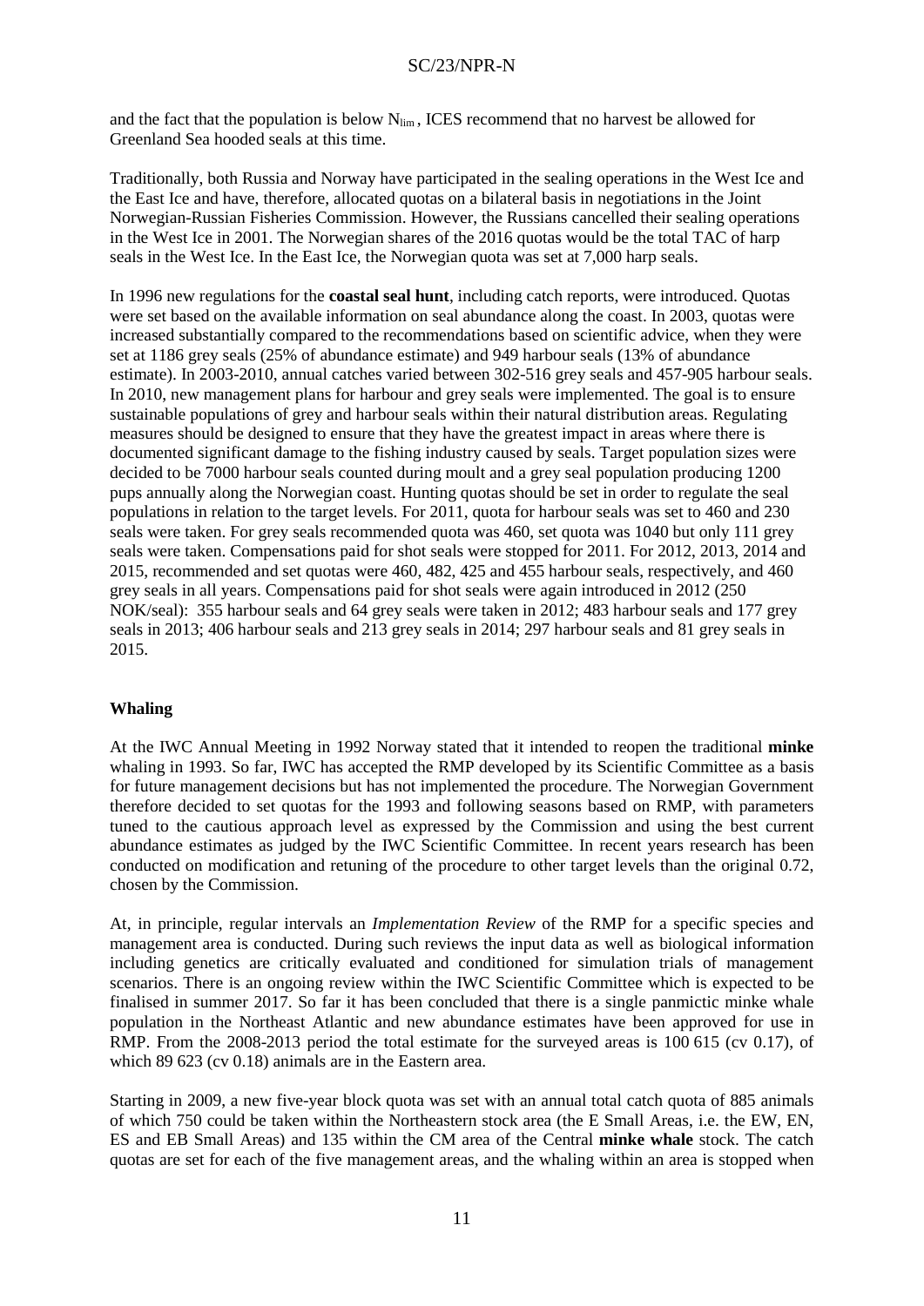and the fact that the population is below $N_{lim}$, ICES recommend that no harvest be allowed for Greenland Sea hooded seals at this time.

Traditionally, both Russia and Norway have participated in the sealing operations in the West Ice and the East Ice and have, therefore, allocated quotas on a bilateral basis in negotiations in the Joint Norwegian-Russian Fisheries Commission. However, the Russians cancelled their sealing operations in the West Ice in 2001. The Norwegian shares of the 2016 quotas would be the total TAC of harp seals in the West Ice. In the East Ice, the Norwegian quota was set at 7,000 harp seals.

In 1996 new regulations for the **coastal seal hunt**, including catch reports, were introduced. Quotas were set based on the available information on seal abundance along the coast. In 2003, quotas were increased substantially compared to the recommendations based on scientific advice, when they were set at 1186 grey seals (25% of abundance estimate) and 949 harbour seals (13% of abundance estimate). In 2003-2010, annual catches varied between 302-516 grey seals and 457-905 harbour seals. In 2010, new management plans for harbour and grey seals were implemented. The goal is to ensure sustainable populations of grey and harbour seals within their natural distribution areas. Regulating measures should be designed to ensure that they have the greatest impact in areas where there is documented significant damage to the fishing industry caused by seals. Target population sizes were decided to be 7000 harbour seals counted during moult and a grey seal population producing 1200 pups annually along the Norwegian coast. Hunting quotas should be set in order to regulate the seal populations in relation to the target levels. For 2011, quota for harbour seals was set to 460 and 230 seals were taken. For grey seals recommended quota was 460, set quota was 1040 but only 111 grey seals were taken. Compensations paid for shot seals were stopped for 2011. For 2012, 2013, 2014 and 2015, recommended and set quotas were 460, 482, 425 and 455 harbour seals, respectively, and 460 grey seals in all years. Compensations paid for shot seals were again introduced in 2012 (250 NOK/seal): 355 harbour seals and 64 grey seals were taken in 2012; 483 harbour seals and 177 grey seals in 2013; 406 harbour seals and 213 grey seals in 2014; 297 harbour seals and 81 grey seals in 2015.

## Whaling

At the IWC Annual Meeting in 1992 Norway stated that it intended to reopen the traditional **minke** whaling in 1993. So far, IWC has accepted the RMP developed by its Scientific Committee as a basis for future management decisions but has not implemented the procedure. The Norwegian Government therefore decided to set quotas for the 1993 and following seasons based on RMP, with parameters tuned to the cautious approach level as expressed by the Commission and using the best current abundance estimates as judged by the IWC Scientific Committee. In recent years research has been conducted on modification and retuning of the procedure to other target levels than the original 0.72, chosen by the Commission.

At, in principle, regular intervals an *Implementation Review* of the RMP for a specific species and management area is conducted. During such reviews the input data as well as biological information including genetics are critically evaluated and conditioned for simulation trials of management scenarios. There is an ongoing review within the IWC Scientific Committee which is expected to be finalised in summer 2017. So far it has been concluded that there is a single panmictic minke whale population in the Northeast Atlantic and new abundance estimates have been approved for use in RMP. From the 2008-2013 period the total estimate for the surveyed areas is 100 615 (cv 0.17), of which 89 623 (cv 0.18) animals are in the Eastern area.

Starting in 2009, a new five-year block quota was set with an annual total catch quota of 885 animals of which 750 could be taken within the Northeastern stock area (the E Small Areas, i.e. the EW, EN, ES and EB Small Areas) and 135 within the CM area of the Central **minke whale** stock. The catch quotas are set for each of the five management areas, and the whaling within an area is stopped when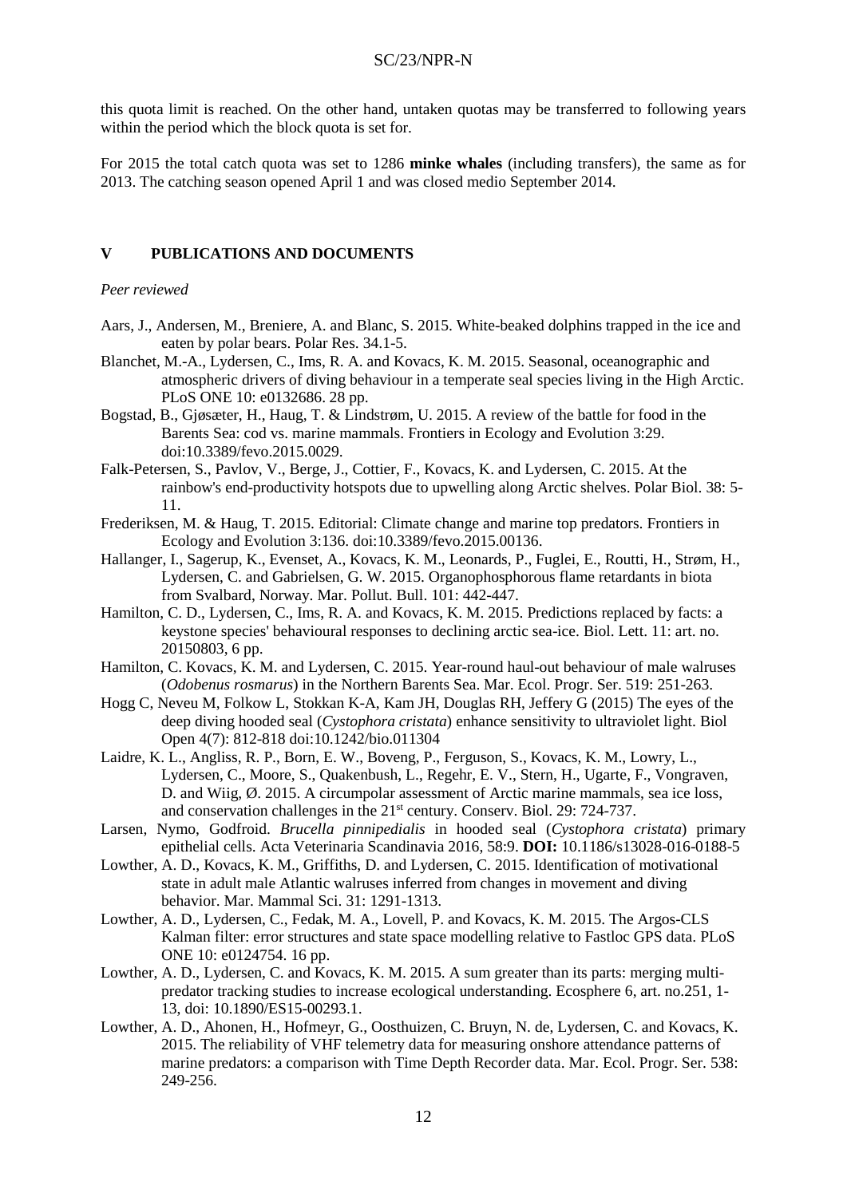this quota limit is reached. On the other hand, untaken quotas may be transferred to following years within the period which the block quota is set for.

For 2015 the total catch quota was set to 1286 **minke whales** (including transfers), the same as for 2013. The catching season opened April 1 and was closed medio September 2014.

## V PUBLICATIONS AND DOCUMENTS

*Peer reviewed*

Aars, J., Andersen, M., Breniere, A. and Blanc, S. 2015. White-beaked dolphins trapped in the ice and eaten by polar bears. Polar Res. 34.1-5.

Blanchet, M.-A., Lydersen, C., Ims, R. A. and Kovacs, K. M. 2015. Seasonal, oceanographic and atmospheric drivers of diving behaviour in a temperate seal species living in the High Arctic. PLoS ONE 10: e0132686. 28 pp.

Bogstad, B., Gjøsæter, H., Haug, T. & Lindstrøm, U. 2015. A review of the battle for food in the Barents Sea: cod vs. marine mammals. Frontiers in Ecology and Evolution 3:29. doi:10.3389/fevo.2015.0029.

Falk-Petersen, S., Pavlov, V., Berge, J., Cottier, F., Kovacs, K. and Lydersen, C. 2015. At the rainbow's end-productivity hotspots due to upwelling along Arctic shelves. Polar Biol. 38: 5-11.

Frederiksen, M. & Haug, T. 2015. Editorial: Climate change and marine top predators. Frontiers in Ecology and Evolution 3:136. doi:10.3389/fevo.2015.00136.

Hallanger, I., Sagerup, K., Evenset, A., Kovacs, K. M., Leonards, P., Fuglei, E., Routti, H., Strøm, H., Lydersen, C. and Gabrielsen, G. W. 2015. Organophosphorous flame retardants in biota from Svalbard, Norway. Mar. Pollut. Bull. 101: 442-447.

Hamilton, C. D., Lydersen, C., Ims, R. A. and Kovacs, K. M. 2015. Predictions replaced by facts: a keystone species' behavioural responses to declining arctic sea-ice. Biol. Lett. 11: art. no. 20150803, 6 pp.

Hamilton, C. Kovacs, K. M. and Lydersen, C. 2015. Year-round haul-out behaviour of male walruses (*Odobenus rosmarus*) in the Northern Barents Sea. Mar. Ecol. Progr. Ser. 519: 251-263.

Hogg C, Neveu M, Folkow L, Stokkan K-A, Kam JH, Douglas RH, Jeffery G (2015) The eyes of the deep diving hooded seal (*Cystophora cristata*) enhance sensitivity to ultraviolet light. Biol Open 4(7): 812-818 doi:10.1242/bio.011304

Laidre, K. L., Angliss, R. P., Born, E. W., Boveng, P., Ferguson, S., Kovacs, K. M., Lowry, L., Lydersen, C., Moore, S., Quakenbush, L., Regehr, E. V., Stern, H., Ugarte, F., Vongraven, D. and Wiig, Ø. 2015. A circumpolar assessment of Arctic marine mammals, sea ice loss, and conservation challenges in the 21st century. Conserv. Biol. 29: 724-737.

Larsen, Nymo, Godfroid. *Brucella pinnipedialis* in hooded seal (*Cystophora cristata*) primary epithelial cells. Acta Veterinaria Scandinavia 2016, 58:9. **DOI:** 10.1186/s13028-016-0188-5

Lowther, A. D., Kovacs, K. M., Griffiths, D. and Lydersen, C. 2015. Identification of motivational state in adult male Atlantic walruses inferred from changes in movement and diving behavior. Mar. Mammal Sci. 31: 1291-1313.

Lowther, A. D., Lydersen, C., Fedak, M. A., Lovell, P. and Kovacs, K. M. 2015. The Argos-CLS Kalman filter: error structures and state space modelling relative to Fastloc GPS data. PLoS ONE 10: e0124754. 16 pp.

Lowther, A. D., Lydersen, C. and Kovacs, K. M. 2015. A sum greater than its parts: merging multi-predator tracking studies to increase ecological understanding. Ecosphere 6, art. no.251, 1-13, doi: 10.1890/ES15-00293.1.

Lowther, A. D., Ahonen, H., Hofmeyr, G., Oosthuizen, C. Bruyn, N. de, Lydersen, C. and Kovacs, K. 2015. The reliability of VHF telemetry data for measuring onshore attendance patterns of marine predators: a comparison with Time Depth Recorder data. Mar. Ecol. Progr. Ser. 538: 249-256.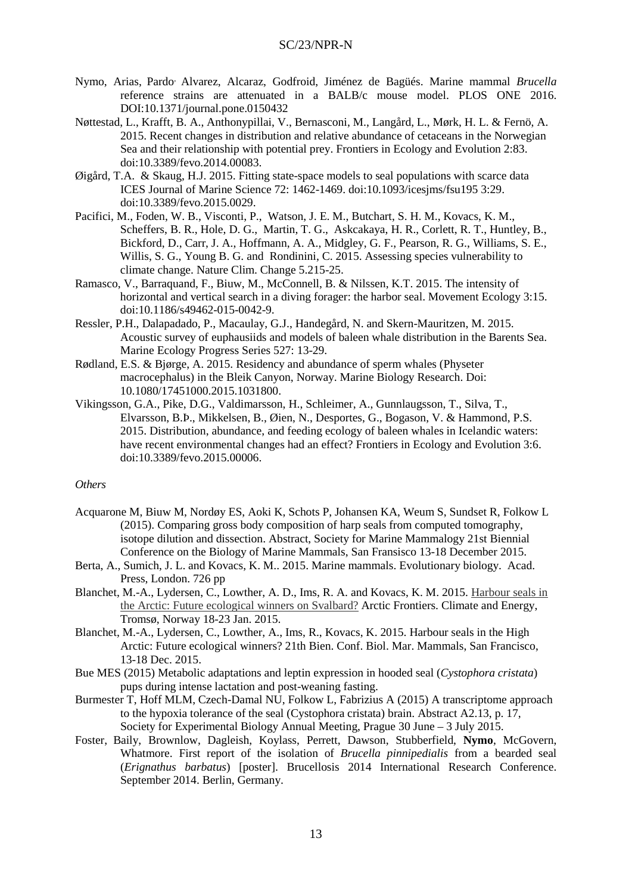Nymo, Arias, Pardo, Alvarez, Alcaraz, Godfroid, Jiménez de Bagüés. Marine mammal *Brucella* reference strains are attenuated in a BALB/c mouse model. PLOS ONE 2016. DOI:10.1371/journal.pone.0150432

Nøttestad, L., Krafft, B. A., Anthonypillai, V., Bernasconi, M., Langård, L., Mørk, H. L. & Fernö, A. 2015. Recent changes in distribution and relative abundance of cetaceans in the Norwegian Sea and their relationship with potential prey. Frontiers in Ecology and Evolution 2:83. doi:10.3389/fevo.2014.00083.

Øigård, T.A. & Skaug, H.J. 2015. Fitting state-space models to seal populations with scarce data ICES Journal of Marine Science 72: 1462-1469. doi:10.1093/icesjms/fsu195 3:29. doi:10.3389/fevo.2015.0029.

Pacifici, M., Foden, W. B., Visconti, P., Watson, J. E. M., Butchart, S. H. M., Kovacs, K. M., Scheffers, B. R., Hole, D. G., Martin, T. G., Askcakaya, H. R., Corlett, R. T., Huntley, B., Bickford, D., Carr, J. A., Hoffmann, A. A., Midgley, G. F., Pearson, R. G., Williams, S. E., Willis, S. G., Young B. G. and Rondinini, C. 2015. Assessing species vulnerability to climate change. Nature Clim. Change 5.215-25.

Ramasco, V., Barraquand, F., Biuw, M., McConnell, B. & Nilssen, K.T. 2015. The intensity of horizontal and vertical search in a diving forager: the harbor seal. Movement Ecology 3:15. doi:10.1186/s49462-015-0042-9.

Ressler, P.H., Dalapadado, P., Macaulay, G.J., Handegård, N. and Skern-Mauritzen, M. 2015. Acoustic survey of euphausiids and models of baleen whale distribution in the Barents Sea. Marine Ecology Progress Series 527: 13-29.

Rødland, E.S. & Bjørge, A. 2015. Residency and abundance of sperm whales (Physeter macrocephalus) in the Bleik Canyon, Norway. Marine Biology Research. Doi: 10.1080/17451000.2015.1031800.

Vikingsson, G.A., Pike, D.G., Valdimarsson, H., Schleimer, A., Gunnlaugsson, T., Silva, T., Elvarsson, B.Þ., Mikkelsen, B., Øien, N., Desportes, G., Bogason, V. & Hammond, P.S. 2015. Distribution, abundance, and feeding ecology of baleen whales in Icelandic waters: have recent environmental changes had an effect? Frontiers in Ecology and Evolution 3:6. doi:10.3389/fevo.2015.00006.

*Others*

Acquarone M, Biuw M, Nordøy ES, Aoki K, Schots P, Johansen KA, Weum S, Sundset R, Folkow L (2015). Comparing gross body composition of harp seals from computed tomography, isotope dilution and dissection. Abstract, Society for Marine Mammalogy 21st Biennial Conference on the Biology of Marine Mammals, San Fransisco 13-18 December 2015.

Berta, A., Sumich, J. L. and Kovacs, K. M.. 2015. Marine mammals. Evolutionary biology. Acad. Press, London. 726 pp

Blanchet, M.-A., Lydersen, C., Lowther, A. D., Ims, R. A. and Kovacs, K. M. 2015. Harbour seals in the Arctic: Future ecological winners on Svalbard? Arctic Frontiers. Climate and Energy, Tromsø, Norway 18-23 Jan. 2015.

Blanchet, M.-A., Lydersen, C., Lowther, A., Ims, R., Kovacs, K. 2015. Harbour seals in the High Arctic: Future ecological winners? 21th Bien. Conf. Biol. Mar. Mammals, San Francisco, 13-18 Dec. 2015.

Bue MES (2015) Metabolic adaptations and leptin expression in hooded seal (*Cystophora cristata*) pups during intense lactation and post-weaning fasting.

Burmester T, Hoff MLM, Czech-Damal NU, Folkow L, Fabrizius A (2015) A transcriptome approach to the hypoxia tolerance of the seal (Cystophora cristata) brain. Abstract A2.13, p. 17, Society for Experimental Biology Annual Meeting, Prague 30 June – 3 July 2015.

Foster, Baily, Brownlow, Dagleish, Koylass, Perrett, Dawson, Stubberfield, **Nymo**, McGovern, Whatmore. First report of the isolation of *Brucella pinnipedialis* from a bearded seal (*Erignathus barbatus*) [poster]. Brucellosis 2014 International Research Conference. September 2014. Berlin, Germany.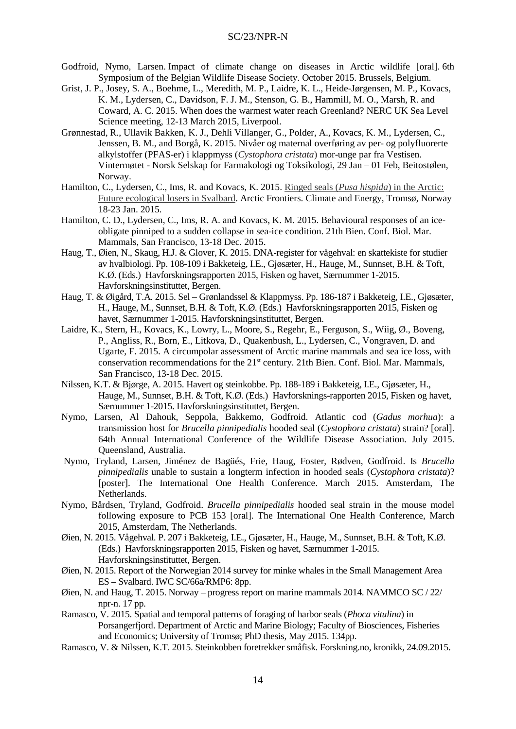Godfroid, Nymo, Larsen. Impact of climate change on diseases in Arctic wildlife [oral]. 6th Symposium of the Belgian Wildlife Disease Society. October 2015. Brussels, Belgium.

Grist, J. P., Josey, S. A., Boehme, L., Meredith, M. P., Laidre, K. L., Heide-Jørgensen, M. P., Kovacs, K. M., Lydersen, C., Davidson, F. J. M., Stenson, G. B., Hammill, M. O., Marsh, R. and Coward, A. C. 2015. When does the warmest water reach Greenland? NERC UK Sea Level Science meeting, 12-13 March 2015, Liverpool.

Grønnestad, R., Ullavik Bakken, K. J., Dehli Villanger, G., Polder, A., Kovacs, K. M., Lydersen, C., Jenssen, B. M., and Borgå, K. 2015. Nivåer og maternal overføring av per- og polyfluorerte alkylstoffer (PFAS-er) i klappmyss (*Cystophora cristata*) mor-unge par fra Vestisen. Vintermøtet - Norsk Selskap for Farmakologi og Toksikologi, 29 Jan – 01 Feb, Beitostølen, Norway.

Hamilton, C., Lydersen, C., Ims, R. and Kovacs, K. 2015. Ringed seals (*Pusa hispida*) in the Arctic: Future ecological losers in Svalbard. Arctic Frontiers. Climate and Energy, Tromsø, Norway 18-23 Jan. 2015.

Hamilton, C. D., Lydersen, C., Ims, R. A. and Kovacs, K. M. 2015. Behavioural responses of an ice-obligate pinniped to a sudden collapse in sea-ice condition. 21th Bien. Conf. Biol. Mar. Mammals, San Francisco, 13-18 Dec. 2015.

Haug, T., Øien, N., Skaug, H.J. & Glover, K. 2015. DNA-register for vågehval: en skattekiste for studier av hvalbiologi. Pp. 108-109 i Bakketeig, I.E., Gjøsæter, H., Hauge, M., Sunnset, B.H. & Toft, K.Ø. (Eds.) Havforskningsrapporten 2015, Fisken og havet, Særnummer 1-2015. Havforskningsinstituttet, Bergen.

Haug, T. & Øigård, T.A. 2015. Sel – Grønlandssel & Klappmyss. Pp. 186-187 i Bakketeig, I.E., Gjøsæter, H., Hauge, M., Sunnset, B.H. & Toft, K.Ø. (Eds.) Havforskningsrapporten 2015, Fisken og havet, Særnummer 1-2015. Havforskningsinstituttet, Bergen.

Laidre, K., Stern, H., Kovacs, K., Lowry, L., Moore, S., Regehr, E., Ferguson, S., Wiig, Ø., Boveng, P., Angliss, R., Born, E., Litkova, D., Quakenbush, L., Lydersen, C., Vongraven, D. and Ugarte, F. 2015. A circumpolar assessment of Arctic marine mammals and sea ice loss, with conservation recommendations for the 21st century. 21th Bien. Conf. Biol. Mar. Mammals, San Francisco, 13-18 Dec. 2015.

Nilssen, K.T. & Bjørge, A. 2015. Havert og steinkobbe. Pp. 188-189 i Bakketeig, I.E., Gjøsæter, H., Hauge, M., Sunnset, B.H. & Toft, K.Ø. (Eds.) Havforsknings-rapporten 2015, Fisken og havet, Særnummer 1-2015. Havforskningsinstituttet, Bergen.

Nymo, Larsen, Al Dahouk, Seppola, Bakkemo, Godfroid. Atlantic cod (*Gadus morhua*): a transmission host for *Brucella pinnipedialis* hooded seal (*Cystophora cristata*) strain? [oral]. 64th Annual International Conference of the Wildlife Disease Association. July 2015. Queensland, Australia.

Nymo, Tryland, Larsen, Jiménez de Bagüés, Frie, Haug, Foster, Rødven, Godfroid. Is *Brucella pinnipedialis* unable to sustain a longterm infection in hooded seals (*Cystophora cristata*)? [poster]. The International One Health Conference. March 2015. Amsterdam, The Netherlands.

Nymo, Bårdsen, Tryland, Godfroid. *Brucella pinnipedialis* hooded seal strain in the mouse model following exposure to PCB 153 [oral]. The International One Health Conference, March 2015, Amsterdam, The Netherlands.

Øien, N. 2015. Vågehval. P. 207 i Bakketeig, I.E., Gjøsæter, H., Hauge, M., Sunnset, B.H. & Toft, K.Ø. (Eds.) Havforskningsrapporten 2015, Fisken og havet, Særnummer 1-2015. Havforskningsinstituttet, Bergen.

Øien, N. 2015. Report of the Norwegian 2014 survey for minke whales in the Small Management Area ES – Svalbard. IWC SC/66a/RMP6: 8pp.

Øien, N. and Haug, T. 2015. Norway – progress report on marine mammals 2014. NAMMCO SC / 22/ npr-n. 17 pp.

Ramasco, V. 2015. Spatial and temporal patterns of foraging of harbor seals (*Phoca vitulina*) in Porsangerfjord. Department of Arctic and Marine Biology; Faculty of Biosciences, Fisheries and Economics; University of Tromsø; PhD thesis, May 2015. 134pp.

Ramasco, V. & Nilssen, K.T. 2015. Steinkobben foretrekker småfisk. Forskning.no, kronikk, 24.09.2015.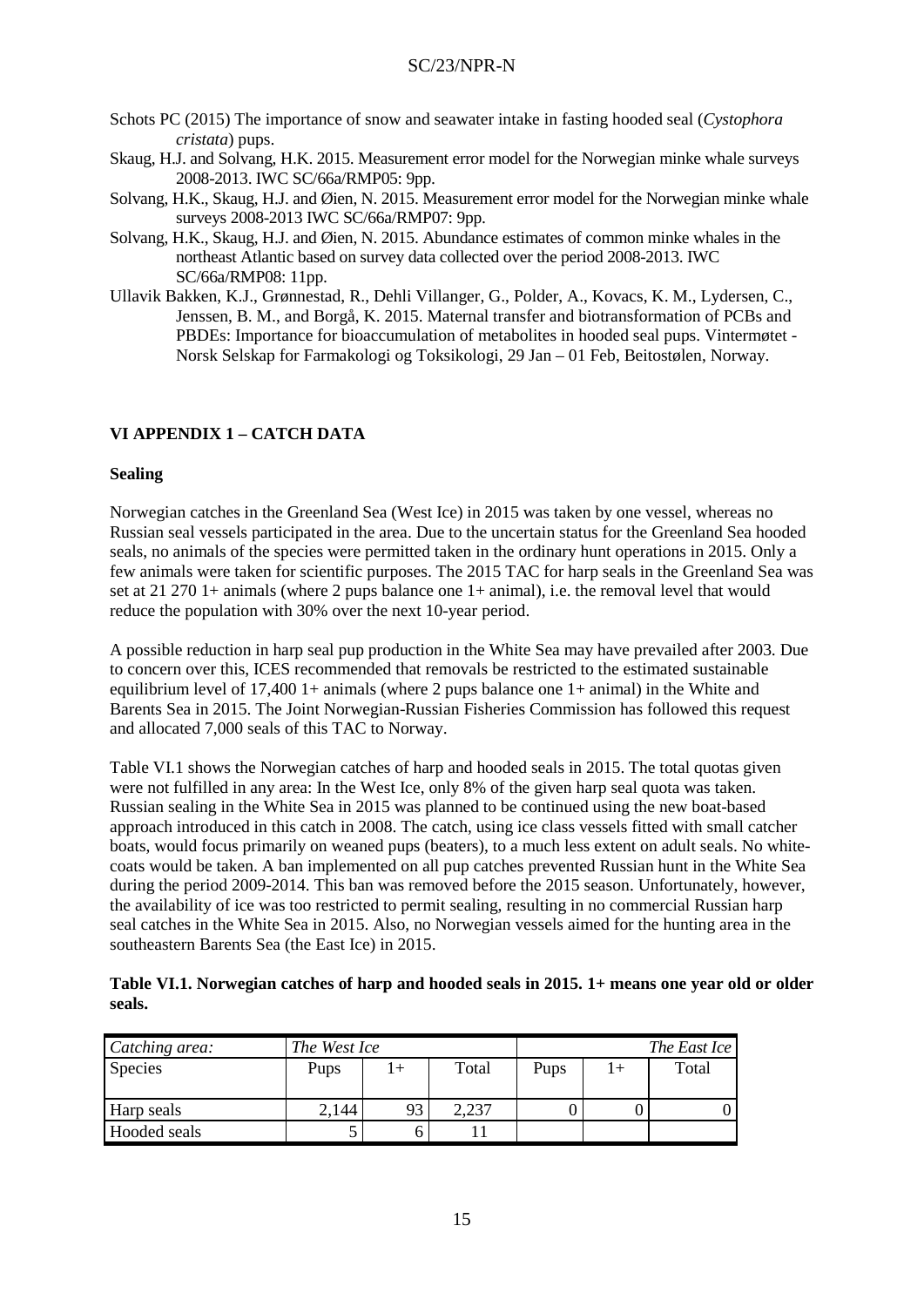Schots PC (2015) The importance of snow and seawater intake in fasting hooded seal (*Cystophora cristata*) pups.

Skaug, H.J. and Solvang, H.K. 2015. Measurement error model for the Norwegian minke whale surveys 2008-2013. IWC SC/66a/RMP05: 9pp.

Solvang, H.K., Skaug, H.J. and Øien, N. 2015. Measurement error model for the Norwegian minke whale surveys 2008-2013 IWC SC/66a/RMP07: 9pp.

Solvang, H.K., Skaug, H.J. and Øien, N. 2015. Abundance estimates of common minke whales in the northeast Atlantic based on survey data collected over the period 2008-2013. IWC SC/66a/RMP08: 11pp.

Ullavik Bakken, K.J., Grønnestad, R., Dehli Villanger, G., Polder, A., Kovacs, K. M., Lydersen, C., Jenssen, B. M., and Borgå, K. 2015. Maternal transfer and biotransformation of PCBs and PBDEs: Importance for bioaccumulation of metabolites in hooded seal pups. Vintermøtet - Norsk Selskap for Farmakologi og Toksikologi, 29 Jan – 01 Feb, Beitostølen, Norway.

## VI APPENDIX 1 – CATCH DATA

### Sealing

Norwegian catches in the Greenland Sea (West Ice) in 2015 was taken by one vessel, whereas no Russian seal vessels participated in the area. Due to the uncertain status for the Greenland Sea hooded seals, no animals of the species were permitted taken in the ordinary hunt operations in 2015. Only a few animals were taken for scientific purposes. The 2015 TAC for harp seals in the Greenland Sea was set at 21 270 1+ animals (where 2 pups balance one 1+ animal), i.e. the removal level that would reduce the population with 30% over the next 10-year period.

A possible reduction in harp seal pup production in the White Sea may have prevailed after 2003. Due to concern over this, ICES recommended that removals be restricted to the estimated sustainable equilibrium level of 17,400 1+ animals (where 2 pups balance one 1+ animal) in the White and Barents Sea in 2015. The Joint Norwegian-Russian Fisheries Commission has followed this request and allocated 7,000 seals of this TAC to Norway.

Table VI.1 shows the Norwegian catches of harp and hooded seals in 2015. The total quotas given were not fulfilled in any area: In the West Ice, only 8% of the given harp seal quota was taken. Russian sealing in the White Sea in 2015 was planned to be continued using the new boat-based approach introduced in this catch in 2008. The catch, using ice class vessels fitted with small catcher boats, would focus primarily on weaned pups (beaters), to a much less extent on adult seals. No white-coats would be taken. A ban implemented on all pup catches prevented Russian hunt in the White Sea during the period 2009-2014. This ban was removed before the 2015 season. Unfortunately, however, the availability of ice was too restricted to permit sealing, resulting in no commercial Russian harp seal catches in the White Sea in 2015. Also, no Norwegian vessels aimed for the hunting area in the southeastern Barents Sea (the East Ice) in 2015.

**Table VI.1. Norwegian catches of harp and hooded seals in 2015. 1+ means one year old or older seals.**

| *Catching area:* | *The West Ice* | | | *The East Ice* | | |
|---|---|---|---|---|---|---|
| Species | Pups | 1+ | Total | Pups | 1+ | Total |
| Harp seals | 2,144 | 93 | 2,237 | 0 | 0 | 0 |
| Hooded seals | 5 | 6 | 11 | | | |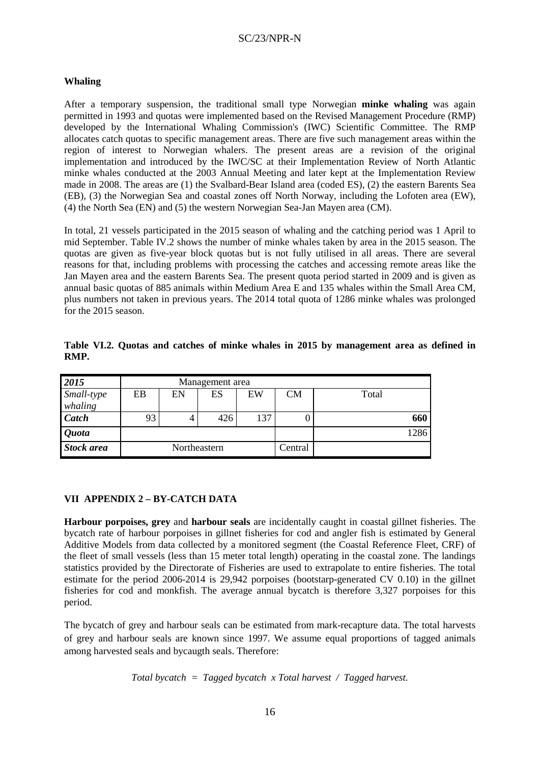**Whaling**

After a temporary suspension, the traditional small type Norwegian **minke whaling** was again permitted in 1993 and quotas were implemented based on the Revised Management Procedure (RMP) developed by the International Whaling Commission's (IWC) Scientific Committee. The RMP allocates catch quotas to specific management areas. There are five such management areas within the region of interest to Norwegian whalers. The present areas are a revision of the original implementation and introduced by the IWC/SC at their Implementation Review of North Atlantic minke whales conducted at the 2003 Annual Meeting and later kept at the Implementation Review made in 2008. The areas are (1) the Svalbard-Bear Island area (coded ES), (2) the eastern Barents Sea (EB), (3) the Norwegian Sea and coastal zones off North Norway, including the Lofoten area (EW), (4) the North Sea (EN) and (5) the western Norwegian Sea-Jan Mayen area (CM).

In total, 21 vessels participated in the 2015 season of whaling and the catching period was 1 April to mid September. Table IV.2 shows the number of minke whales taken by area in the 2015 season. The quotas are given as five-year block quotas but is not fully utilised in all areas. There are several reasons for that, including problems with processing the catches and accessing remote areas like the Jan Mayen area and the eastern Barents Sea. The present quota period started in 2009 and is given as annual basic quotas of 885 animals within Medium Area E and 135 whales within the Small Area CM, plus numbers not taken in previous years. The 2014 total quota of 1286 minke whales was prolonged for the 2015 season.

**Table VI.2. Quotas and catches of minke whales in 2015 by management area as defined in RMP.**

| *2015* | Management area | | | | | |
|---|---|---|---|---|---|---|
| *Small-type whaling* | EB | EN | ES | EW | CM | Total |
| ***Catch*** | 93 | 4 | 426 | 137 | 0 | **660** |
| ***Quota*** | | | | | | 1286 |
| ***Stock area*** | Northeastern | | | | Central | |

## VII APPENDIX 2 – BY-CATCH DATA

**Harbour porpoises, grey** and **harbour seals** are incidentally caught in coastal gillnet fisheries. The bycatch rate of harbour porpoises in gillnet fisheries for cod and angler fish is estimated by General Additive Models from data collected by a monitored segment (the Coastal Reference Fleet, CRF) of the fleet of small vessels (less than 15 meter total length) operating in the coastal zone. The landings statistics provided by the Directorate of Fisheries are used to extrapolate to entire fisheries. The total estimate for the period 2006-2014 is 29,942 porpoises (bootstarp-generated CV 0.10) in the gillnet fisheries for cod and monkfish. The average annual bycatch is therefore 3,327 porpoises for this period.

The bycatch of grey and harbour seals can be estimated from mark-recapture data. The total harvests of grey and harbour seals are known since 1997. We assume equal proportions of tagged animals among harvested seals and bycaugth seals. Therefore:

*Total bycatch = Tagged bycatch x Total harvest / Tagged harvest.*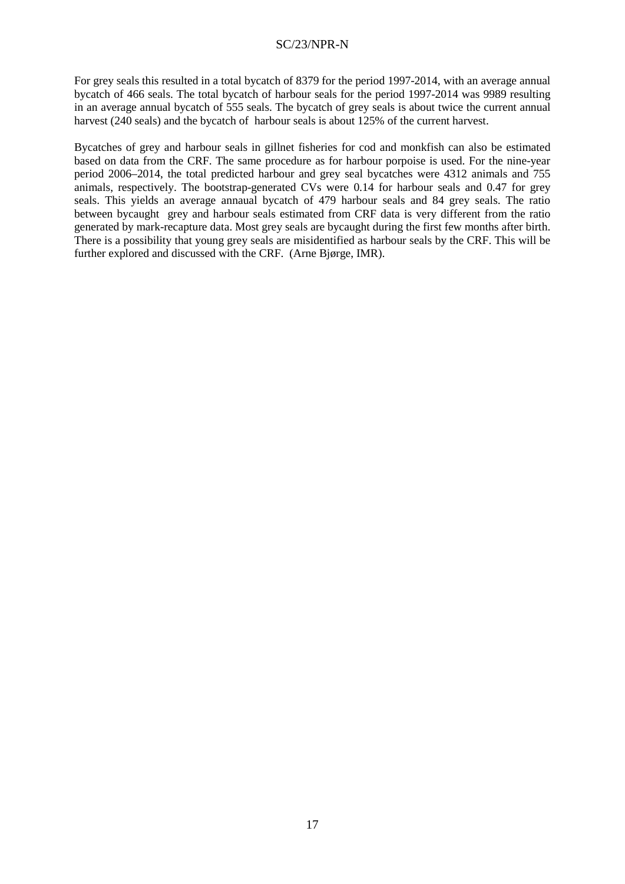For grey seals this resulted in a total bycatch of 8379 for the period 1997-2014, with an average annual bycatch of 466 seals. The total bycatch of harbour seals for the period 1997-2014 was 9989 resulting in an average annual bycatch of 555 seals. The bycatch of grey seals is about twice the current annual harvest (240 seals) and the bycatch of harbour seals is about 125% of the current harvest.

Bycatches of grey and harbour seals in gillnet fisheries for cod and monkfish can also be estimated based on data from the CRF. The same procedure as for harbour porpoise is used. For the nine-year period 2006–2014, the total predicted harbour and grey seal bycatches were 4312 animals and 755 animals, respectively. The bootstrap-generated CVs were 0.14 for harbour seals and 0.47 for grey seals. This yields an average annaual bycatch of 479 harbour seals and 84 grey seals. The ratio between bycaught grey and harbour seals estimated from CRF data is very different from the ratio generated by mark-recapture data. Most grey seals are bycaught during the first few months after birth. There is a possibility that young grey seals are misidentified as harbour seals by the CRF. This will be further explored and discussed with the CRF. (Arne Bjørge, IMR).